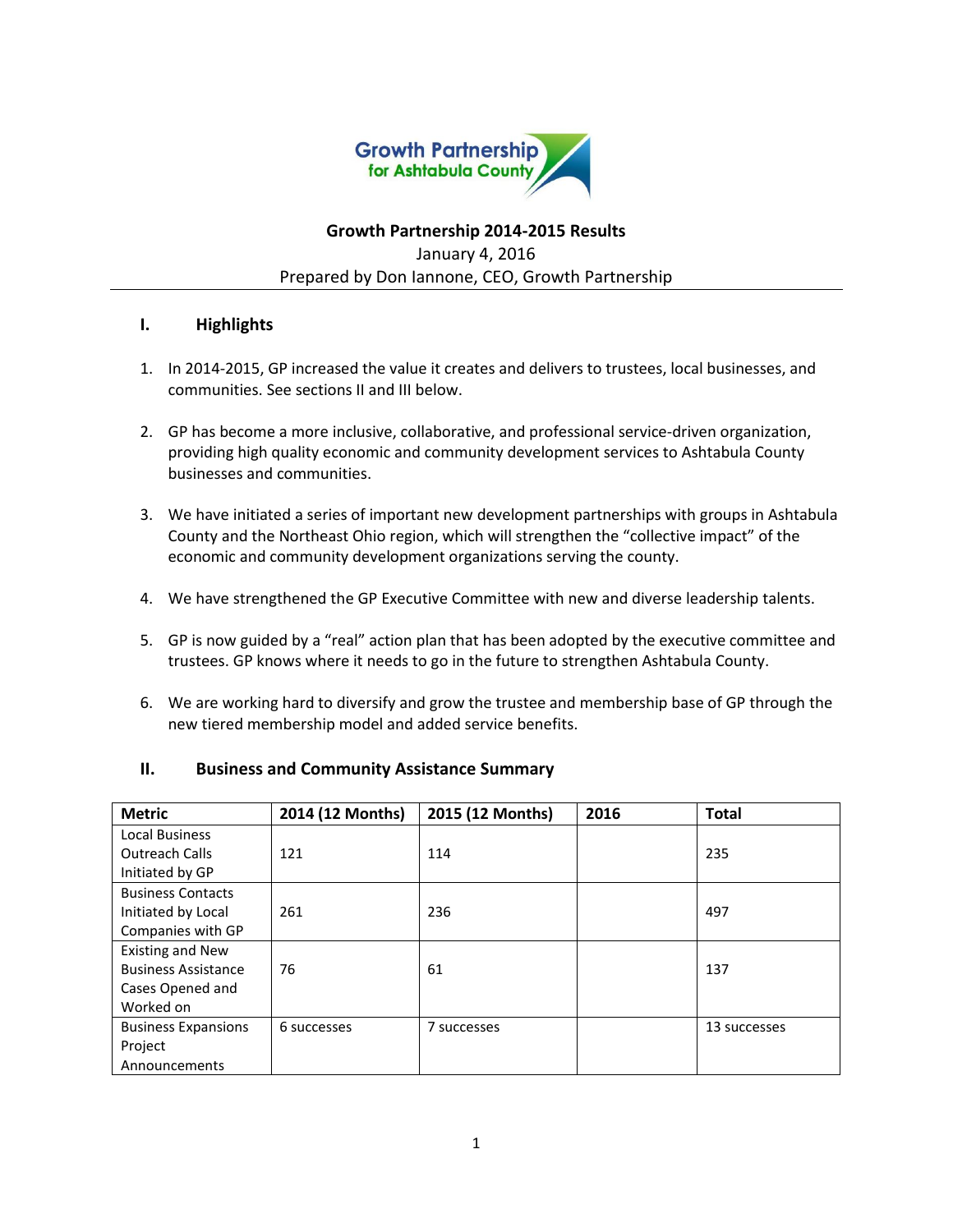**Growth Partnership 2014-2015 Results**

January 4, 2016

Prepared by Don Iannone, CEO, Growth Partnership

## I. Highlights

1. In 2014-2015, GP increased the value it creates and delivers to trustees, local businesses, and communities. See sections II and III below.

2. GP has become a more inclusive, collaborative, and professional service-driven organization, providing high quality economic and community development services to Ashtabula County businesses and communities.

3. We have initiated a series of important new development partnerships with groups in Ashtabula County and the Northeast Ohio region, which will strengthen the "collective impact" of the economic and community development organizations serving the county.

4. We have strengthened the GP Executive Committee with new and diverse leadership talents.

5. GP is now guided by a "real" action plan that has been adopted by the executive committee and trustees. GP knows where it needs to go in the future to strengthen Ashtabula County.

6. We are working hard to diversify and grow the trustee and membership base of GP through the new tiered membership model and added service benefits.

## II. Business and Community Assistance Summary

| Metric | 2014 (12 Months) | 2015 (12 Months) | 2016 | Total |
|---|---|---|---|---|
| Local Business Outreach Calls Initiated by GP | 121 | 114 | | 235 |
| Business Contacts Initiated by Local Companies with GP | 261 | 236 | | 497 |
| Existing and New Business Assistance Cases Opened and Worked on | 76 | 61 | | 137 |
| Business Expansions Project Announcements | 6 successes | 7 successes | | 13 successes |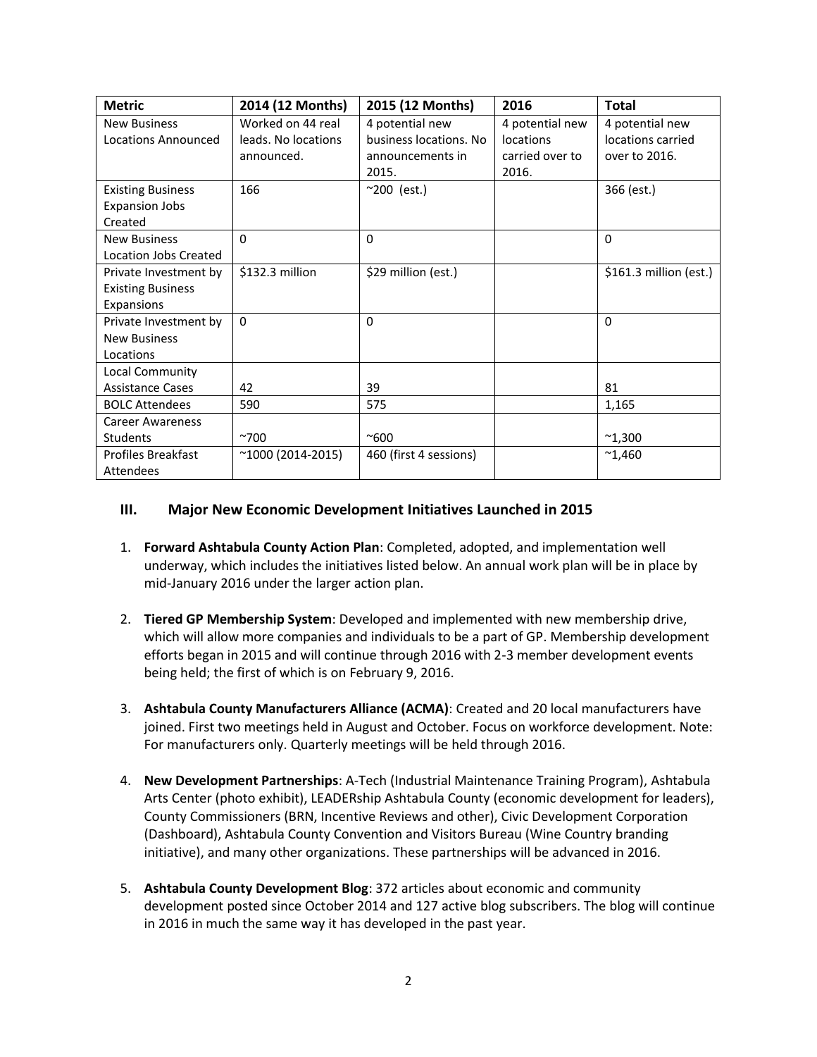| Metric | 2014 (12 Months) | 2015 (12 Months) | 2016 | Total |
| --- | --- | --- | --- | --- |
| New Business Locations Announced | Worked on 44 real leads. No locations announced. | 4 potential new business locations. No announcements in 2015. | 4 potential new locations carried over to 2016. | 4 potential new locations carried over to 2016. |
| Existing Business Expansion Jobs Created | 166 | ~200 (est.) | | 366 (est.) |
| New Business Location Jobs Created | 0 | 0 | | 0 |
| Private Investment by Existing Business Expansions | $132.3 million | $29 million (est.) | | $161.3 million (est.) |
| Private Investment by New Business Locations | 0 | 0 | | 0 |
| Local Community Assistance Cases | 42 | 39 | | 81 |
| BOLC Attendees | 590 | 575 | | 1,165 |
| Career Awareness Students | ~700 | ~600 | | ~1,300 |
| Profiles Breakfast Attendees | ~1000 (2014-2015) | 460 (first 4 sessions) | | ~1,460 |

## III. Major New Economic Development Initiatives Launched in 2015

1. **Forward Ashtabula County Action Plan**: Completed, adopted, and implementation well underway, which includes the initiatives listed below. An annual work plan will be in place by mid-January 2016 under the larger action plan.

2. **Tiered GP Membership System**: Developed and implemented with new membership drive, which will allow more companies and individuals to be a part of GP. Membership development efforts began in 2015 and will continue through 2016 with 2-3 member development events being held; the first of which is on February 9, 2016.

3. **Ashtabula County Manufacturers Alliance (ACMA)**: Created and 20 local manufacturers have joined. First two meetings held in August and October. Focus on workforce development. Note: For manufacturers only. Quarterly meetings will be held through 2016.

4. **New Development Partnerships**: A-Tech (Industrial Maintenance Training Program), Ashtabula Arts Center (photo exhibit), LEADERship Ashtabula County (economic development for leaders), County Commissioners (BRN, Incentive Reviews and other), Civic Development Corporation (Dashboard), Ashtabula County Convention and Visitors Bureau (Wine Country branding initiative), and many other organizations. These partnerships will be advanced in 2016.

5. **Ashtabula County Development Blog**: 372 articles about economic and community development posted since October 2014 and 127 active blog subscribers. The blog will continue in 2016 in much the same way it has developed in the past year.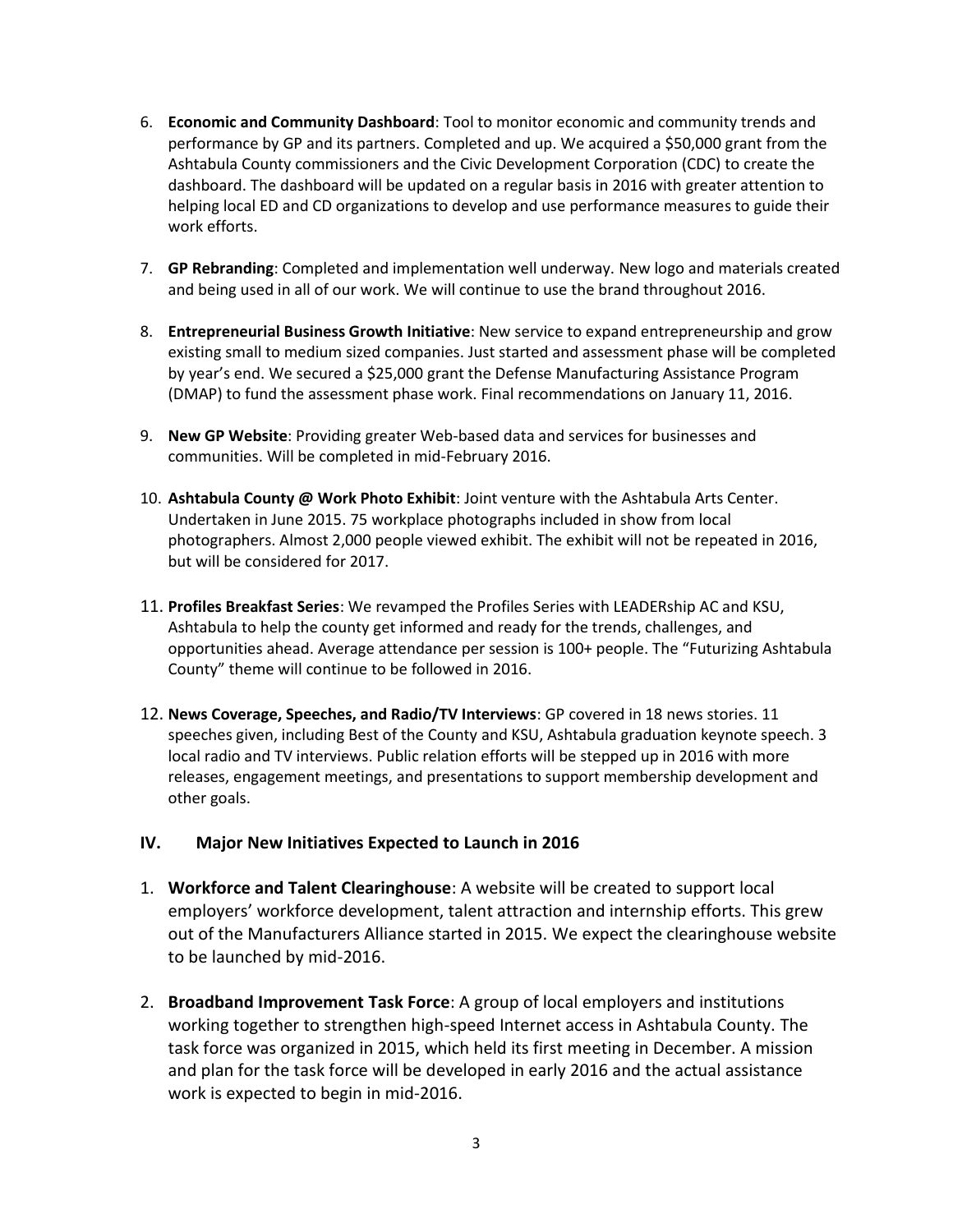6. **Economic and Community Dashboard**: Tool to monitor economic and community trends and performance by GP and its partners. Completed and up. We acquired a $50,000 grant from the Ashtabula County commissioners and the Civic Development Corporation (CDC) to create the dashboard. The dashboard will be updated on a regular basis in 2016 with greater attention to helping local ED and CD organizations to develop and use performance measures to guide their work efforts.

7. **GP Rebranding**: Completed and implementation well underway. New logo and materials created and being used in all of our work. We will continue to use the brand throughout 2016.

8. **Entrepreneurial Business Growth Initiative**: New service to expand entrepreneurship and grow existing small to medium sized companies. Just started and assessment phase will be completed by year's end. We secured a $25,000 grant the Defense Manufacturing Assistance Program (DMAP) to fund the assessment phase work. Final recommendations on January 11, 2016.

9. **New GP Website**: Providing greater Web-based data and services for businesses and communities. Will be completed in mid-February 2016.

10. **Ashtabula County @ Work Photo Exhibit**: Joint venture with the Ashtabula Arts Center. Undertaken in June 2015. 75 workplace photographs included in show from local photographers. Almost 2,000 people viewed exhibit. The exhibit will not be repeated in 2016, but will be considered for 2017.

11. **Profiles Breakfast Series**: We revamped the Profiles Series with LEADERship AC and KSU, Ashtabula to help the county get informed and ready for the trends, challenges, and opportunities ahead. Average attendance per session is 100+ people. The "Futurizing Ashtabula County" theme will continue to be followed in 2016.

12. **News Coverage, Speeches, and Radio/TV Interviews**: GP covered in 18 news stories. 11 speeches given, including Best of the County and KSU, Ashtabula graduation keynote speech. 3 local radio and TV interviews. Public relation efforts will be stepped up in 2016 with more releases, engagement meetings, and presentations to support membership development and other goals.

## IV. Major New Initiatives Expected to Launch in 2016

1. **Workforce and Talent Clearinghouse**: A website will be created to support local employers' workforce development, talent attraction and internship efforts. This grew out of the Manufacturers Alliance started in 2015. We expect the clearinghouse website to be launched by mid-2016.

2. **Broadband Improvement Task Force**: A group of local employers and institutions working together to strengthen high-speed Internet access in Ashtabula County. The task force was organized in 2015, which held its first meeting in December. A mission and plan for the task force will be developed in early 2016 and the actual assistance work is expected to begin in mid-2016.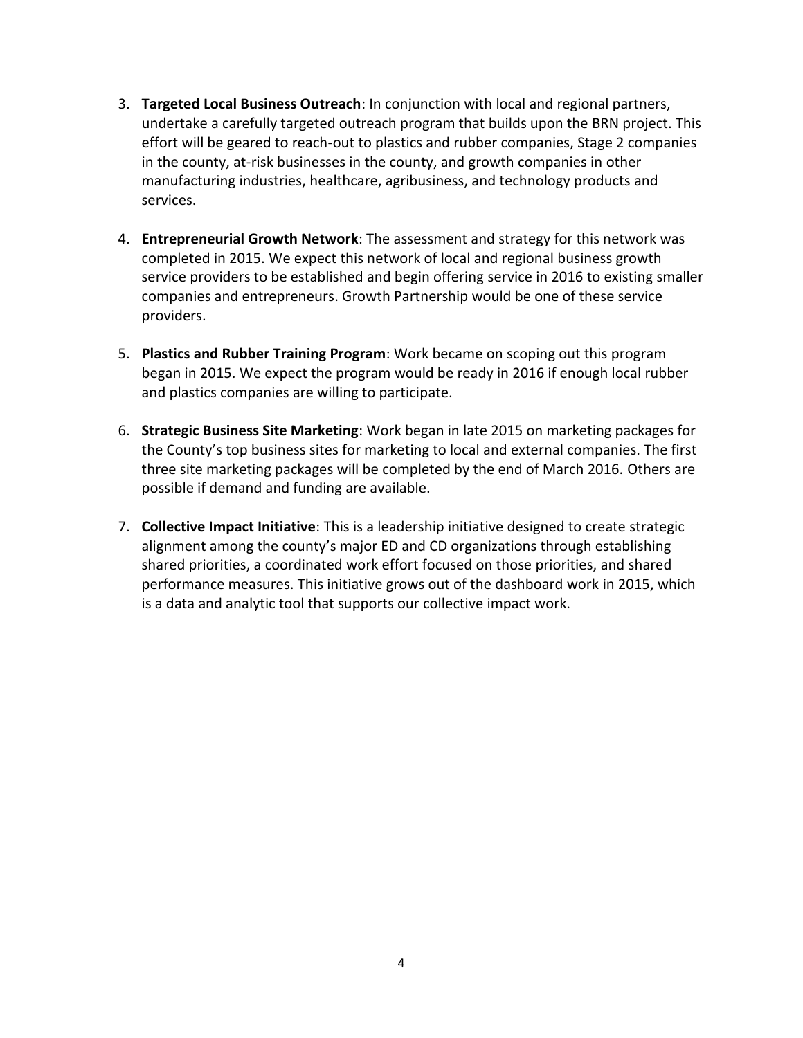3. **Targeted Local Business Outreach**: In conjunction with local and regional partners, undertake a carefully targeted outreach program that builds upon the BRN project. This effort will be geared to reach-out to plastics and rubber companies, Stage 2 companies in the county, at-risk businesses in the county, and growth companies in other manufacturing industries, healthcare, agribusiness, and technology products and services.

4. **Entrepreneurial Growth Network**: The assessment and strategy for this network was completed in 2015. We expect this network of local and regional business growth service providers to be established and begin offering service in 2016 to existing smaller companies and entrepreneurs. Growth Partnership would be one of these service providers.

5. **Plastics and Rubber Training Program**: Work became on scoping out this program began in 2015. We expect the program would be ready in 2016 if enough local rubber and plastics companies are willing to participate.

6. **Strategic Business Site Marketing**: Work began in late 2015 on marketing packages for the County's top business sites for marketing to local and external companies. The first three site marketing packages will be completed by the end of March 2016. Others are possible if demand and funding are available.

7. **Collective Impact Initiative**: This is a leadership initiative designed to create strategic alignment among the county's major ED and CD organizations through establishing shared priorities, a coordinated work effort focused on those priorities, and shared performance measures. This initiative grows out of the dashboard work in 2015, which is a data and analytic tool that supports our collective impact work.